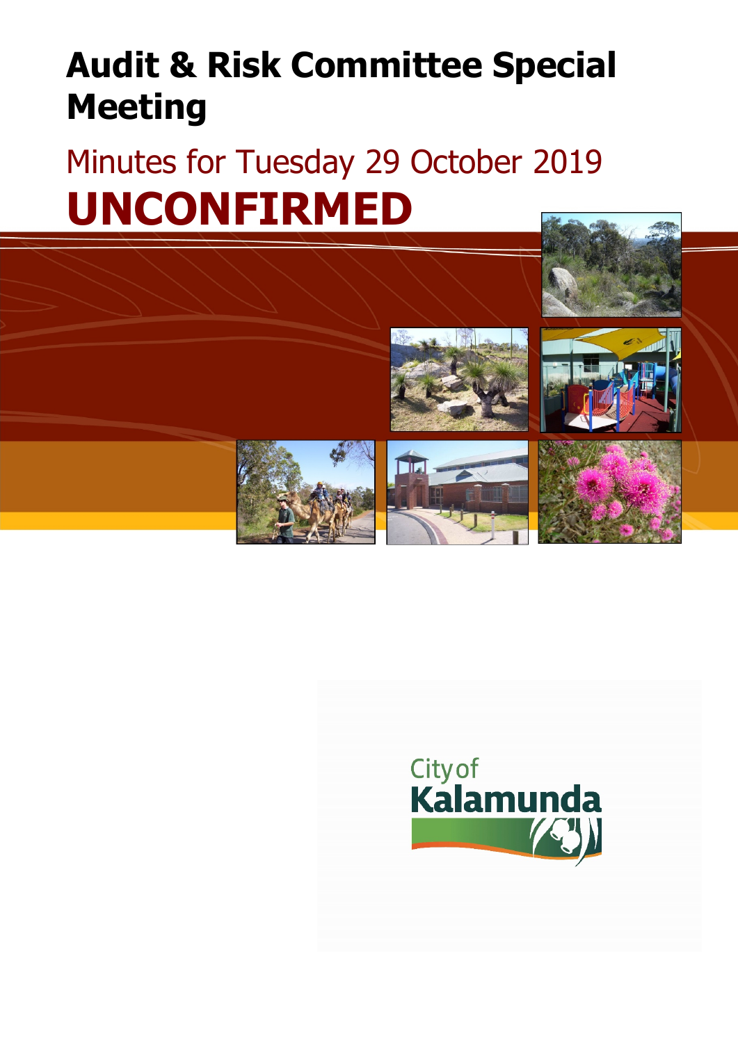# Audit & Risk Committee Special Meeting

## Minutes for Tuesday 29 October 2019

# UNCONFIRMED

City of Kalamunda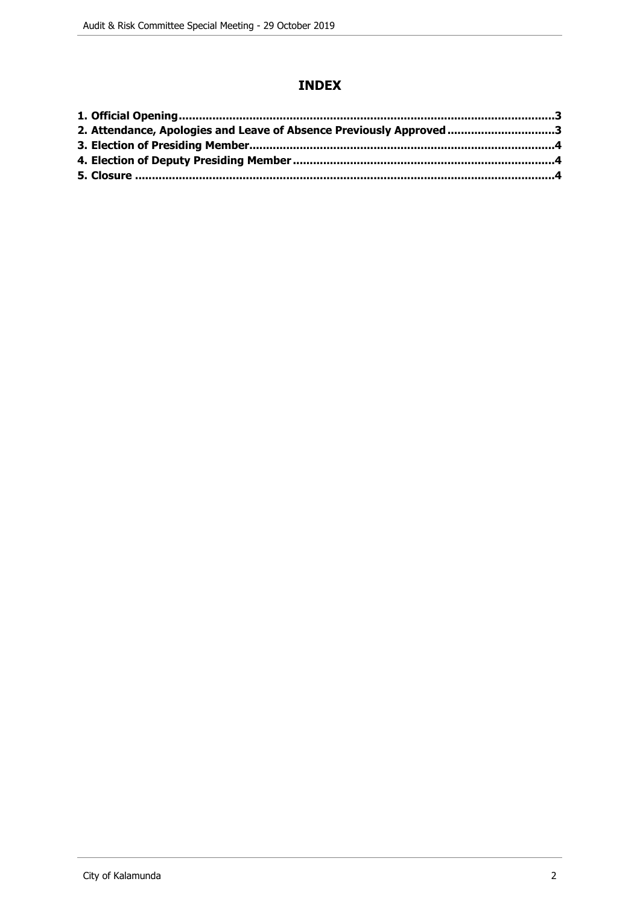# INDEX

**1. Official Opening...........................................................................................................3**
**2. Attendance, Apologies and Leave of Absence Previously Approved...............................3**
**3. Election of Presiding Member.........................................................................................4**
**4. Election of Deputy Presiding Member............................................................................4**
**5. Closure ..........................................................................................................................4**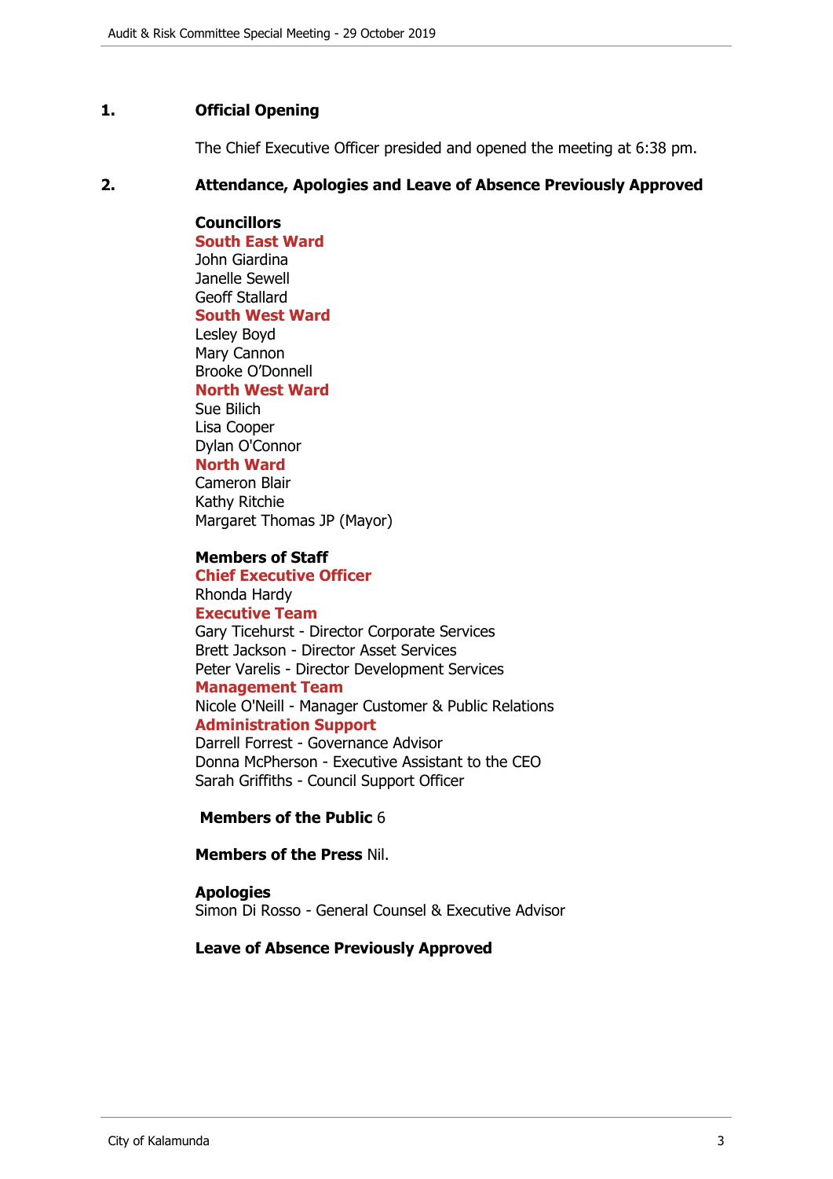## 1. Official Opening

The Chief Executive Officer presided and opened the meeting at 6:38 pm.

## 2. Attendance, Apologies and Leave of Absence Previously Approved

**Councillors**

**South East Ward**
John Giardina
Janelle Sewell
Geoff Stallard

**South West Ward**
Lesley Boyd
Mary Cannon
Brooke O'Donnell

**North West Ward**
Sue Bilich
Lisa Cooper
Dylan O'Connor

**North Ward**
Cameron Blair
Kathy Ritchie
Margaret Thomas JP (Mayor)

**Members of Staff**

**Chief Executive Officer**
Rhonda Hardy

**Executive Team**
Gary Ticehurst - Director Corporate Services
Brett Jackson - Director Asset Services
Peter Varelis - Director Development Services

**Management Team**
Nicole O'Neill - Manager Customer & Public Relations

**Administration Support**
Darrell Forrest - Governance Advisor
Donna McPherson - Executive Assistant to the CEO
Sarah Griffiths - Council Support Officer

**Members of the Public** 6

**Members of the Press** Nil.

**Apologies**
Simon Di Rosso - General Counsel & Executive Advisor

**Leave of Absence Previously Approved**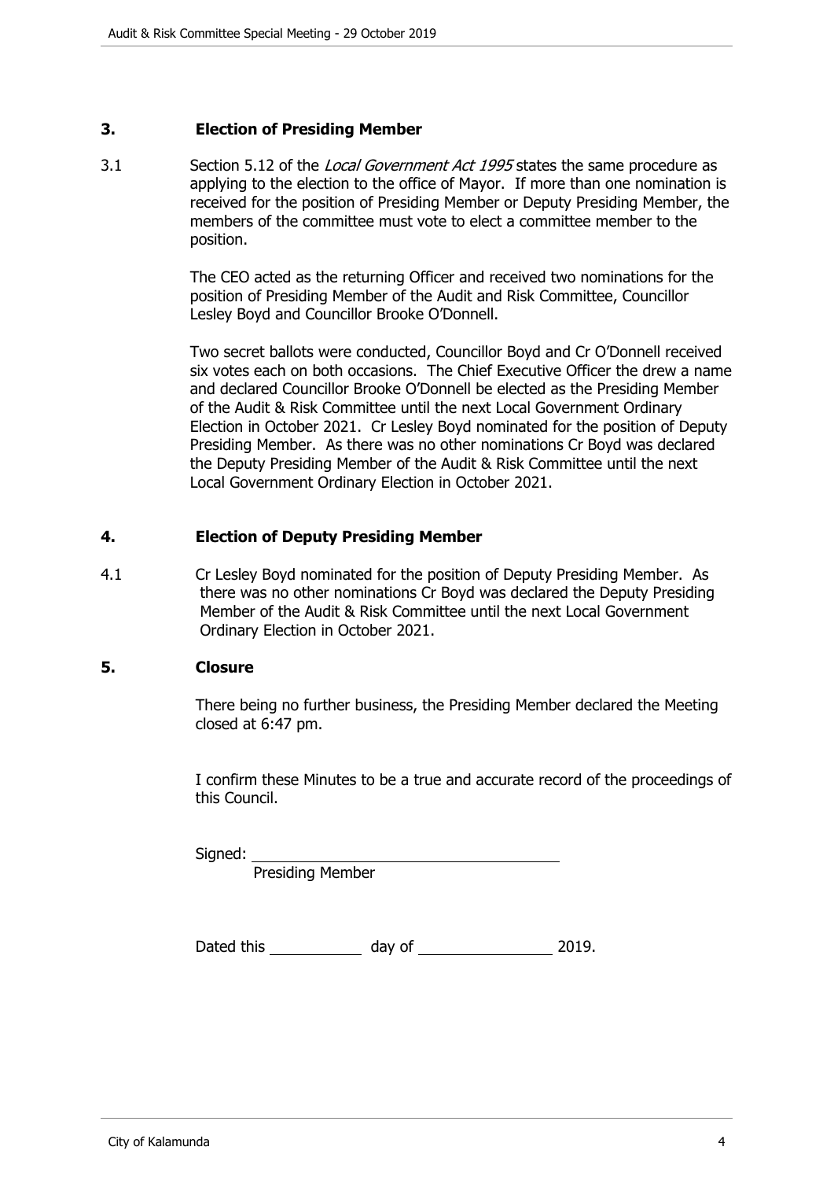## 3. Election of Presiding Member

3.1 Section 5.12 of the *Local Government Act 1995* states the same procedure as applying to the election to the office of Mayor. If more than one nomination is received for the position of Presiding Member or Deputy Presiding Member, the members of the committee must vote to elect a committee member to the position.

The CEO acted as the returning Officer and received two nominations for the position of Presiding Member of the Audit and Risk Committee, Councillor Lesley Boyd and Councillor Brooke O'Donnell.

Two secret ballots were conducted, Councillor Boyd and Cr O'Donnell received six votes each on both occasions. The Chief Executive Officer the drew a name and declared Councillor Brooke O'Donnell be elected as the Presiding Member of the Audit & Risk Committee until the next Local Government Ordinary Election in October 2021. Cr Lesley Boyd nominated for the position of Deputy Presiding Member. As there was no other nominations Cr Boyd was declared the Deputy Presiding Member of the Audit & Risk Committee until the next Local Government Ordinary Election in October 2021.

## 4. Election of Deputy Presiding Member

4.1 Cr Lesley Boyd nominated for the position of Deputy Presiding Member. As there was no other nominations Cr Boyd was declared the Deputy Presiding Member of the Audit & Risk Committee until the next Local Government Ordinary Election in October 2021.

## 5. Closure

There being no further business, the Presiding Member declared the Meeting closed at 6:47 pm.

I confirm these Minutes to be a true and accurate record of the proceedings of this Council.

Signed: ______________________________

Presiding Member

Dated this __________ day of ______________ 2019.